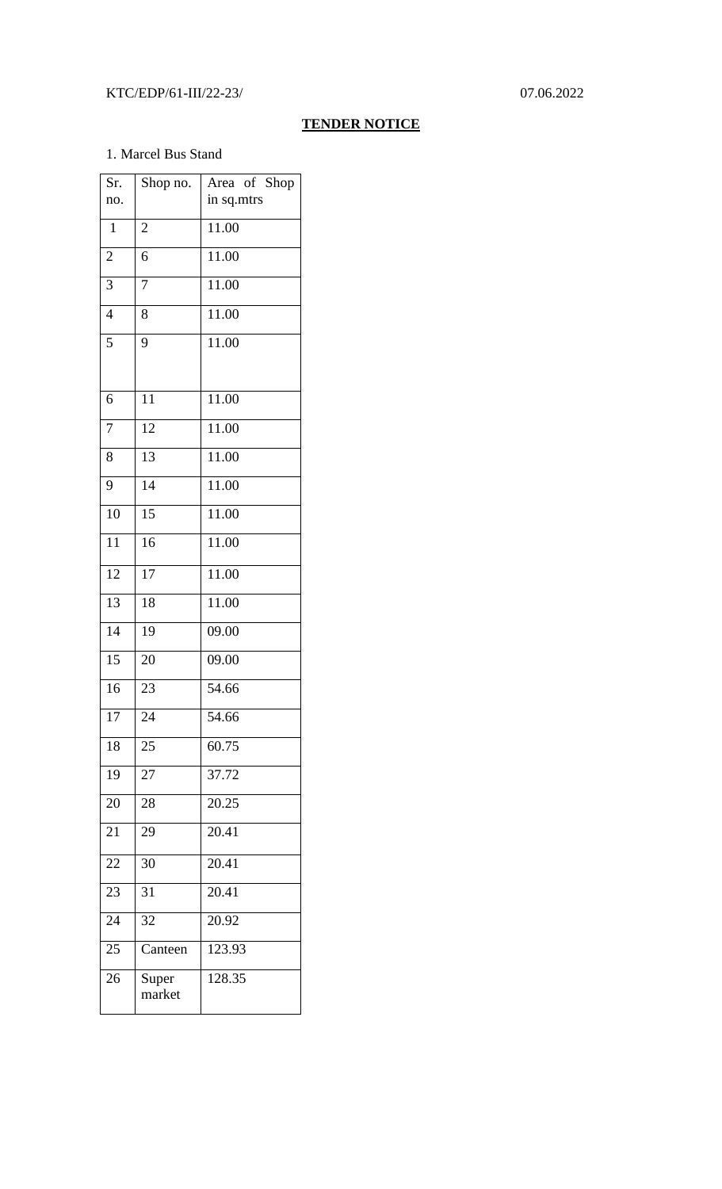KTC/EDP/61-III/22-23/ 07.06.2022

## TENDER NOTICE

1. Marcel Bus Stand

| Sr. no. | Shop no. | Area of Shop in sq.mtrs |
|---|---|---|
| 1 | 2 | 11.00 |
| 2 | 6 | 11.00 |
| 3 | 7 | 11.00 |
| 4 | 8 | 11.00 |
| 5 | 9 | 11.00 |
| 6 | 11 | 11.00 |
| 7 | 12 | 11.00 |
| 8 | 13 | 11.00 |
| 9 | 14 | 11.00 |
| 10 | 15 | 11.00 |
| 11 | 16 | 11.00 |
| 12 | 17 | 11.00 |
| 13 | 18 | 11.00 |
| 14 | 19 | 09.00 |
| 15 | 20 | 09.00 |
| 16 | 23 | 54.66 |
| 17 | 24 | 54.66 |
| 18 | 25 | 60.75 |
| 19 | 27 | 37.72 |
| 20 | 28 | 20.25 |
| 21 | 29 | 20.41 |
| 22 | 30 | 20.41 |
| 23 | 31 | 20.41 |
| 24 | 32 | 20.92 |
| 25 | Canteen | 123.93 |
| 26 | Super market | 128.35 |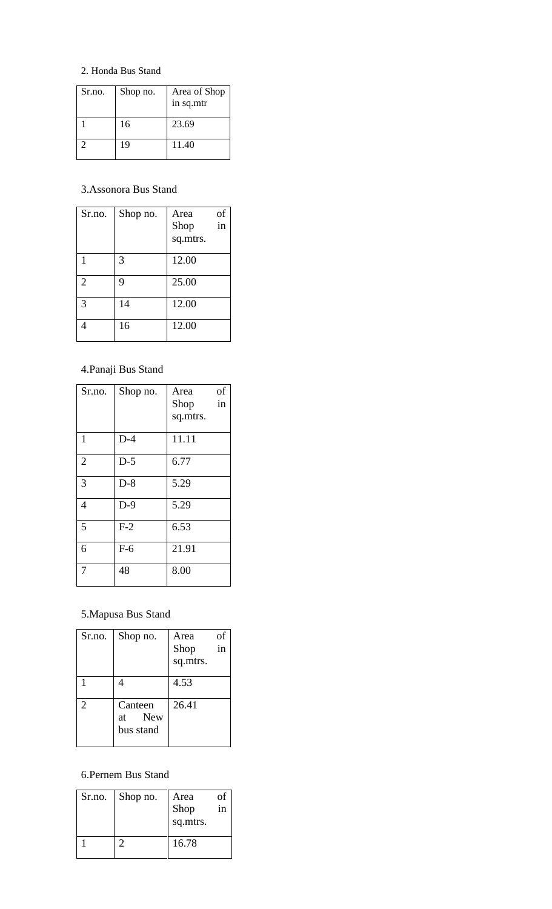2. Honda Bus Stand

| Sr.no. | Shop no. | Area of Shop in sq.mtr |
|---|---|---|
| 1 | 16 | 23.69 |
| 2 | 19 | 11.40 |

3.Assonora Bus Stand

| Sr.no. | Shop no. | Area of Shop in sq.mtrs. |
|---|---|---|
| 1 | 3 | 12.00 |
| 2 | 9 | 25.00 |
| 3 | 14 | 12.00 |
| 4 | 16 | 12.00 |

4.Panaji Bus Stand

| Sr.no. | Shop no. | Area of Shop in sq.mtrs. |
|---|---|---|
| 1 | D-4 | 11.11 |
| 2 | D-5 | 6.77 |
| 3 | D-8 | 5.29 |
| 4 | D-9 | 5.29 |
| 5 | F-2 | 6.53 |
| 6 | F-6 | 21.91 |
| 7 | 48 | 8.00 |

5.Mapusa Bus Stand

| Sr.no. | Shop no. | Area of Shop in sq.mtrs. |
|---|---|---|
| 1 | 4 | 4.53 |
| 2 | Canteen at New bus stand | 26.41 |

6.Pernem Bus Stand

| Sr.no. | Shop no. | Area of Shop in sq.mtrs. |
|---|---|---|
| 1 | 2 | 16.78 |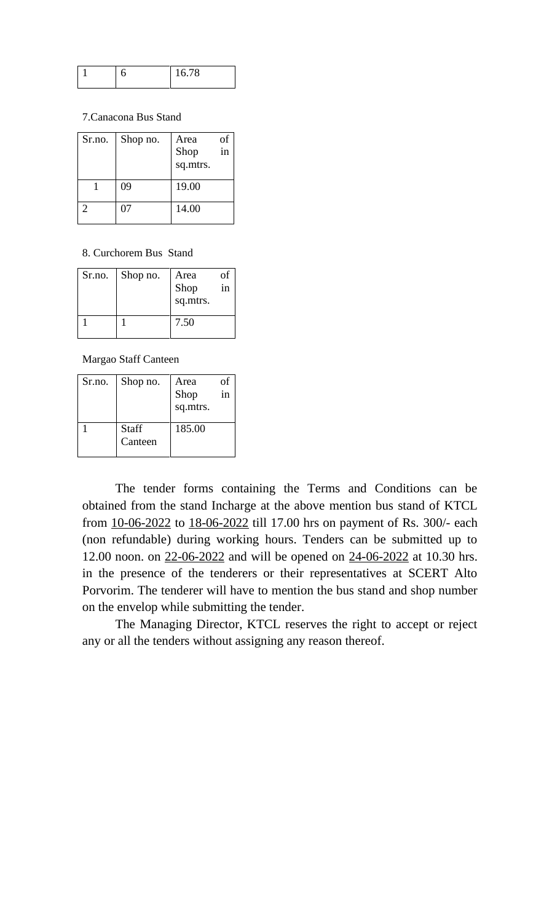| | | |
|---|---|---|
| 1 | 6 | 16.78 |

7.Canacona Bus Stand

| Sr.no. | Shop no. | Area of Shop in sq.mtrs. |
|---|---|---|
| 1 | 09 | 19.00 |
| 2 | 07 | 14.00 |

8. Curchorem Bus Stand

| Sr.no. | Shop no. | Area of Shop in sq.mtrs. |
|---|---|---|
| 1 | 1 | 7.50 |

Margao Staff Canteen

| Sr.no. | Shop no. | Area of Shop in sq.mtrs. |
|---|---|---|
| 1 | Staff Canteen | 185.00 |

The tender forms containing the Terms and Conditions can be obtained from the stand Incharge at the above mention bus stand of KTCL from 10-06-2022 to 18-06-2022 till 17.00 hrs on payment of Rs. 300/- each (non refundable) during working hours. Tenders can be submitted up to 12.00 noon. on 22-06-2022 and will be opened on 24-06-2022 at 10.30 hrs. in the presence of the tenderers or their representatives at SCERT Alto Porvorim. The tenderer will have to mention the bus stand and shop number on the envelop while submitting the tender.

The Managing Director, KTCL reserves the right to accept or reject any or all the tenders without assigning any reason thereof.